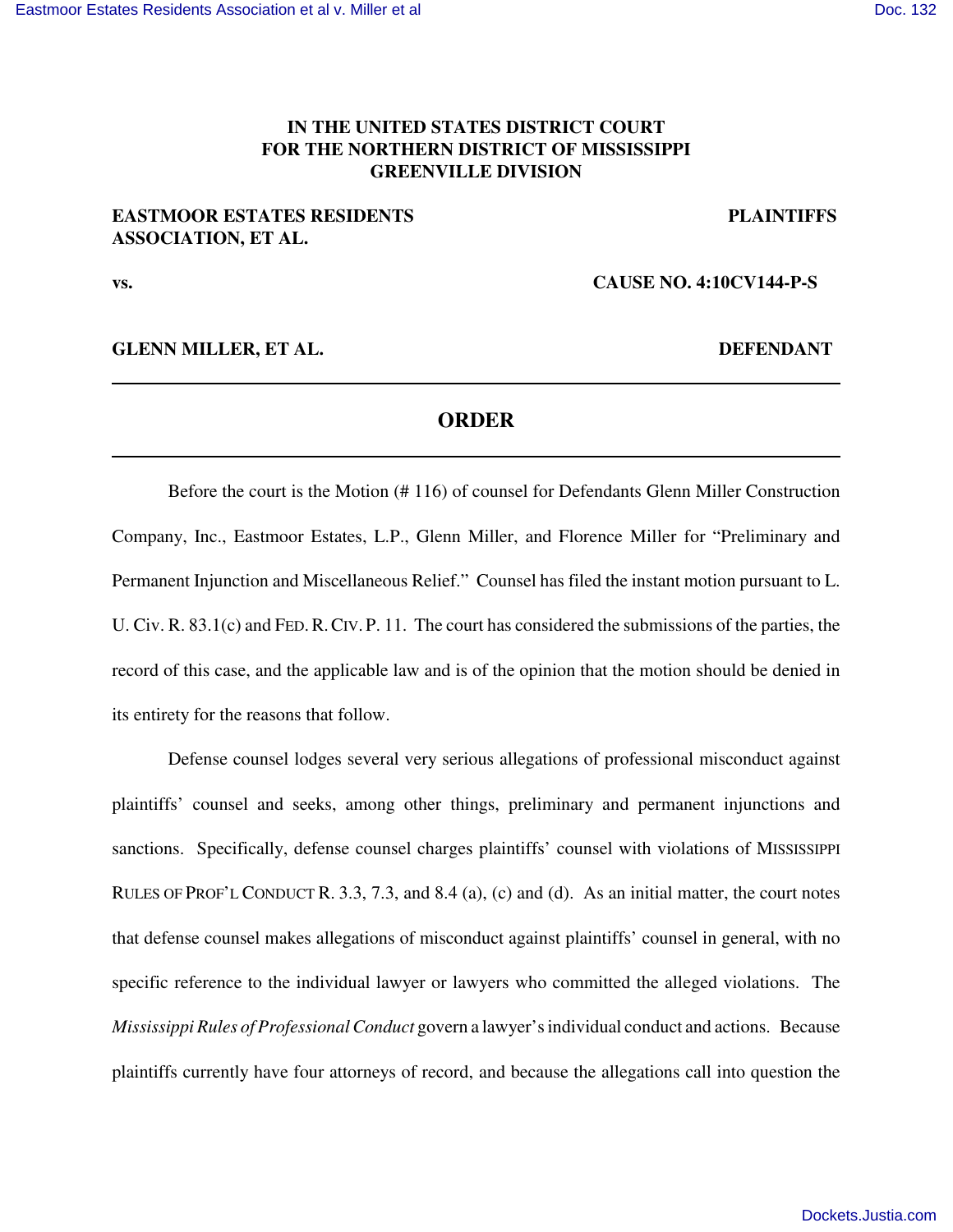**IN THE UNITED STATES DISTRICT COURT**
**FOR THE NORTHERN DISTRICT OF MISSISSIPPI**
**GREENVILLE DIVISION**

**EASTMOOR ESTATES RESIDENTS ASSOCIATION, ET AL.** — **PLAINTIFFS**

**vs.** — **CAUSE NO. 4:10CV144-P-S**

**GLENN MILLER, ET AL.** — **DEFENDANT**

---

## ORDER

---

Before the court is the Motion (# 116) of counsel for Defendants Glenn Miller Construction Company, Inc., Eastmoor Estates, L.P., Glenn Miller, and Florence Miller for "Preliminary and Permanent Injunction and Miscellaneous Relief." Counsel has filed the instant motion pursuant to L. U. Civ. R. 83.1(c) and FED. R. CIV. P. 11. The court has considered the submissions of the parties, the record of this case, and the applicable law and is of the opinion that the motion should be denied in its entirety for the reasons that follow.

Defense counsel lodges several very serious allegations of professional misconduct against plaintiffs' counsel and seeks, among other things, preliminary and permanent injunctions and sanctions. Specifically, defense counsel charges plaintiffs' counsel with violations of MISSISSIPPI RULES OF PROF'L CONDUCT R. 3.3, 7.3, and 8.4 (a), (c) and (d). As an initial matter, the court notes that defense counsel makes allegations of misconduct against plaintiffs' counsel in general, with no specific reference to the individual lawyer or lawyers who committed the alleged violations. The *Mississippi Rules of Professional Conduct* govern a lawyer's individual conduct and actions. Because plaintiffs currently have four attorneys of record, and because the allegations call into question the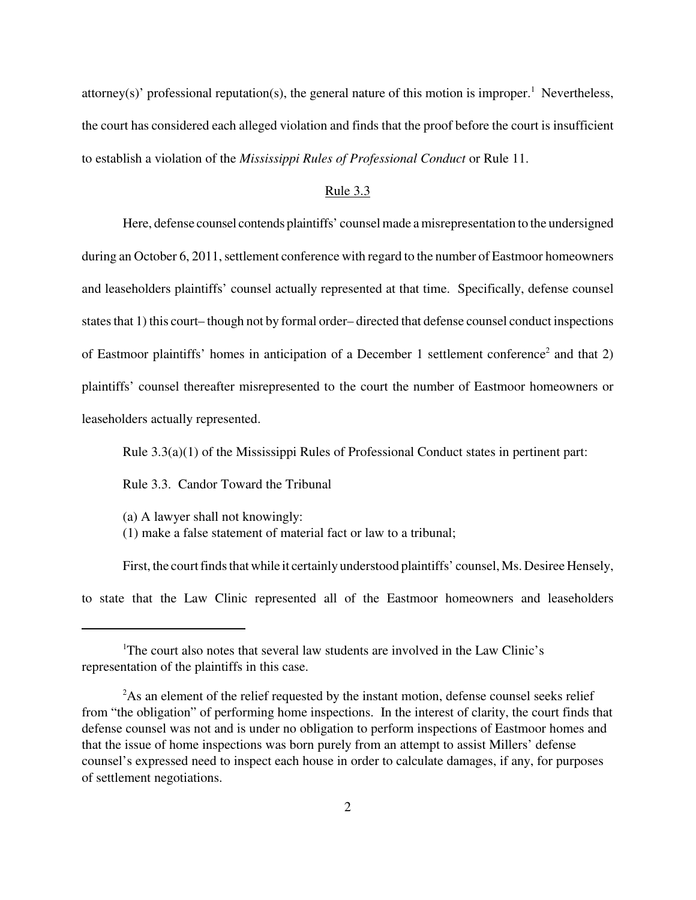attorney(s)' professional reputation(s), the general nature of this motion is improper.[1] Nevertheless, the court has considered each alleged violation and finds that the proof before the court is insufficient to establish a violation of the *Mississippi Rules of Professional Conduct* or Rule 11.

## Rule 3.3

Here, defense counsel contends plaintiffs' counsel made a misrepresentation to the undersigned during an October 6, 2011, settlement conference with regard to the number of Eastmoor homeowners and leaseholders plaintiffs' counsel actually represented at that time. Specifically, defense counsel states that 1) this court– though not by formal order– directed that defense counsel conduct inspections of Eastmoor plaintiffs' homes in anticipation of a December 1 settlement conference[2] and that 2) plaintiffs' counsel thereafter misrepresented to the court the number of Eastmoor homeowners or leaseholders actually represented.

Rule 3.3(a)(1) of the Mississippi Rules of Professional Conduct states in pertinent part:

Rule 3.3. Candor Toward the Tribunal

(a) A lawyer shall not knowingly:
(1) make a false statement of material fact or law to a tribunal;

First, the court finds that while it certainly understood plaintiffs' counsel, Ms. Desiree Hensely, to state that the Law Clinic represented all of the Eastmoor homeowners and leaseholders

---

[1]The court also notes that several law students are involved in the Law Clinic's representation of the plaintiffs in this case.

[2]As an element of the relief requested by the instant motion, defense counsel seeks relief from "the obligation" of performing home inspections. In the interest of clarity, the court finds that defense counsel was not and is under no obligation to perform inspections of Eastmoor homes and that the issue of home inspections was born purely from an attempt to assist Millers' defense counsel's expressed need to inspect each house in order to calculate damages, if any, for purposes of settlement negotiations.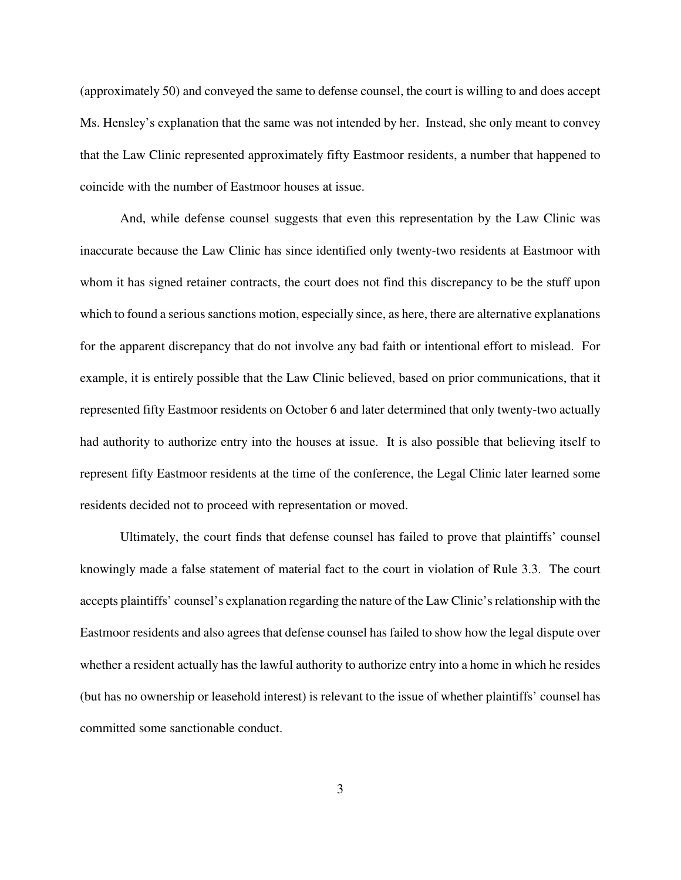(approximately 50) and conveyed the same to defense counsel, the court is willing to and does accept Ms. Hensley's explanation that the same was not intended by her. Instead, she only meant to convey that the Law Clinic represented approximately fifty Eastmoor residents, a number that happened to coincide with the number of Eastmoor houses at issue.

And, while defense counsel suggests that even this representation by the Law Clinic was inaccurate because the Law Clinic has since identified only twenty-two residents at Eastmoor with whom it has signed retainer contracts, the court does not find this discrepancy to be the stuff upon which to found a serious sanctions motion, especially since, as here, there are alternative explanations for the apparent discrepancy that do not involve any bad faith or intentional effort to mislead. For example, it is entirely possible that the Law Clinic believed, based on prior communications, that it represented fifty Eastmoor residents on October 6 and later determined that only twenty-two actually had authority to authorize entry into the houses at issue. It is also possible that believing itself to represent fifty Eastmoor residents at the time of the conference, the Legal Clinic later learned some residents decided not to proceed with representation or moved.

Ultimately, the court finds that defense counsel has failed to prove that plaintiffs' counsel knowingly made a false statement of material fact to the court in violation of Rule 3.3. The court accepts plaintiffs' counsel's explanation regarding the nature of the Law Clinic's relationship with the Eastmoor residents and also agrees that defense counsel has failed to show how the legal dispute over whether a resident actually has the lawful authority to authorize entry into a home in which he resides (but has no ownership or leasehold interest) is relevant to the issue of whether plaintiffs' counsel has committed some sanctionable conduct.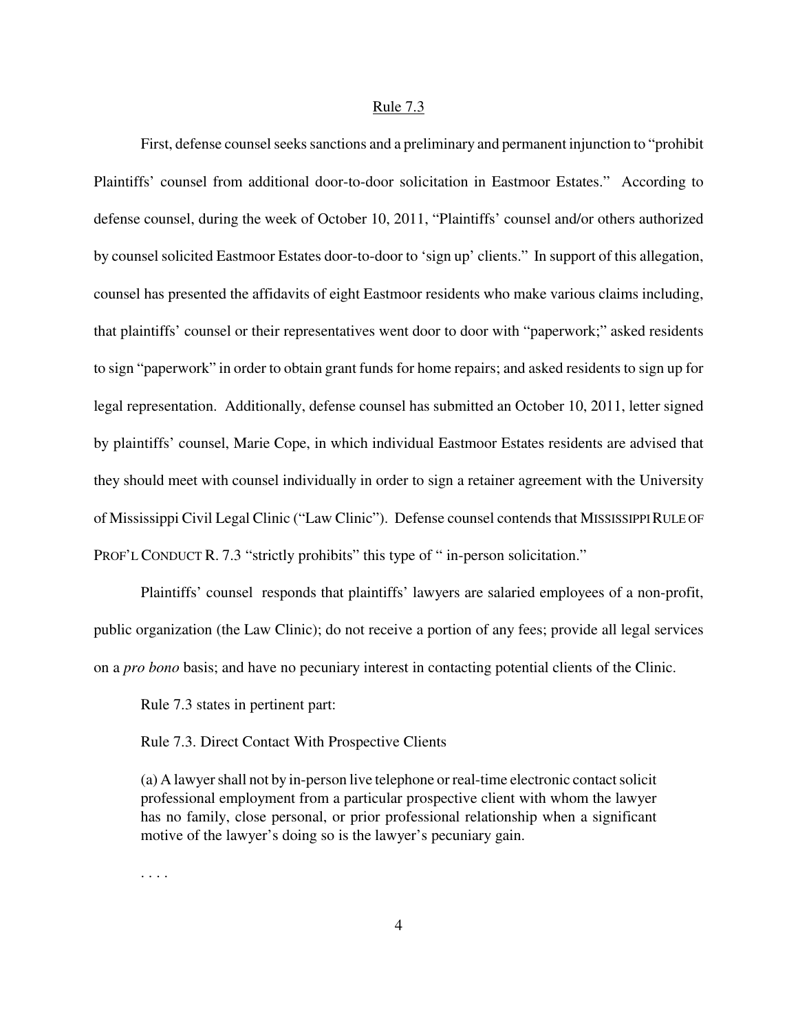Rule 7.3

First, defense counsel seeks sanctions and a preliminary and permanent injunction to "prohibit Plaintiffs' counsel from additional door-to-door solicitation in Eastmoor Estates." According to defense counsel, during the week of October 10, 2011, "Plaintiffs' counsel and/or others authorized by counsel solicited Eastmoor Estates door-to-door to 'sign up' clients." In support of this allegation, counsel has presented the affidavits of eight Eastmoor residents who make various claims including, that plaintiffs' counsel or their representatives went door to door with "paperwork;" asked residents to sign "paperwork" in order to obtain grant funds for home repairs; and asked residents to sign up for legal representation. Additionally, defense counsel has submitted an October 10, 2011, letter signed by plaintiffs' counsel, Marie Cope, in which individual Eastmoor Estates residents are advised that they should meet with counsel individually in order to sign a retainer agreement with the University of Mississippi Civil Legal Clinic ("Law Clinic"). Defense counsel contends that MISSISSIPPI RULE OF PROF'L CONDUCT R. 7.3 "strictly prohibits" this type of " in-person solicitation."

Plaintiffs' counsel responds that plaintiffs' lawyers are salaried employees of a non-profit, public organization (the Law Clinic); do not receive a portion of any fees; provide all legal services on a *pro bono* basis; and have no pecuniary interest in contacting potential clients of the Clinic.

Rule 7.3 states in pertinent part:

Rule 7.3. Direct Contact With Prospective Clients

> (a) A lawyer shall not by in-person live telephone or real-time electronic contact solicit professional employment from a particular prospective client with whom the lawyer has no family, close personal, or prior professional relationship when a significant motive of the lawyer's doing so is the lawyer's pecuniary gain.

. . . .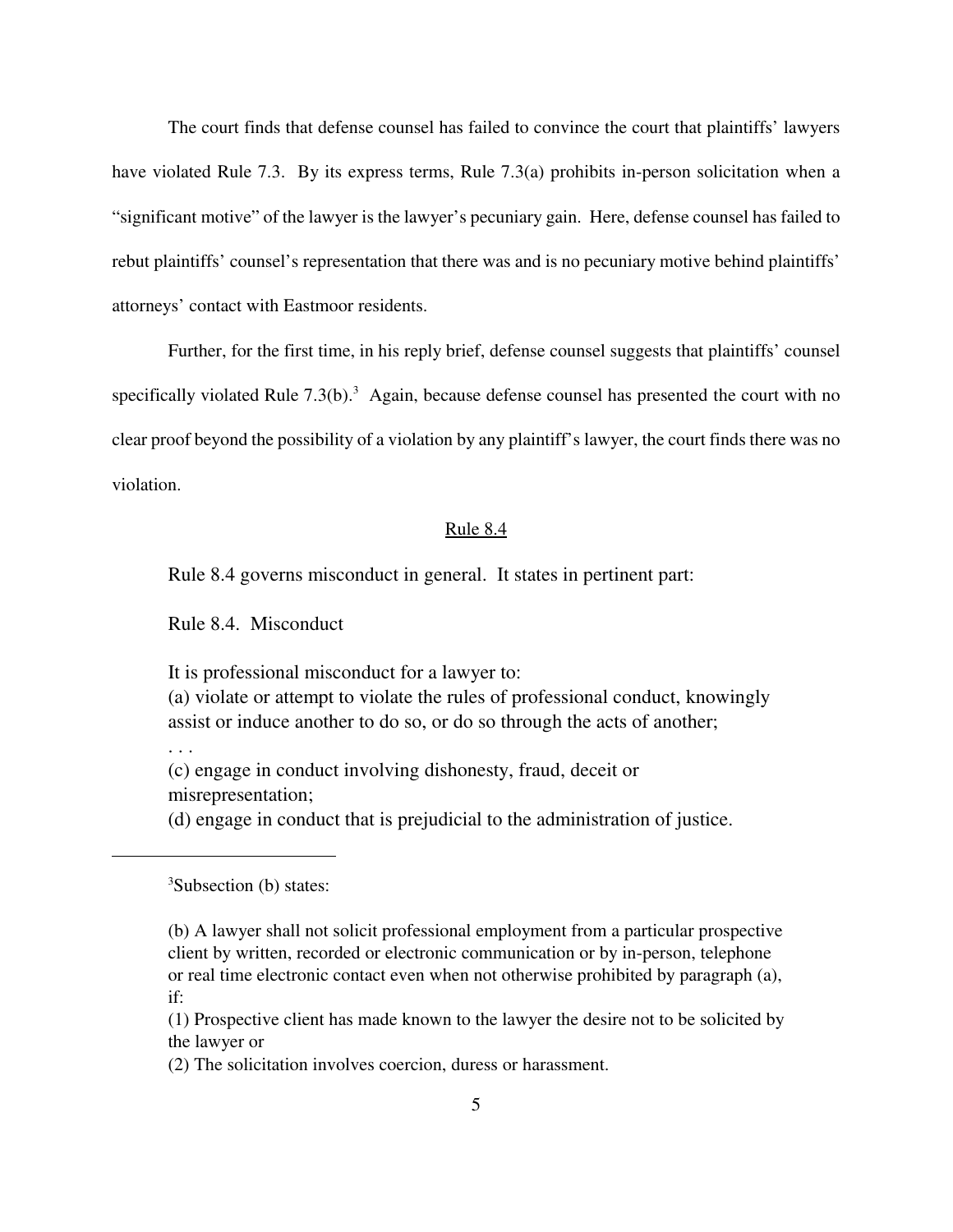The court finds that defense counsel has failed to convince the court that plaintiffs' lawyers have violated Rule 7.3. By its express terms, Rule 7.3(a) prohibits in-person solicitation when a "significant motive" of the lawyer is the lawyer's pecuniary gain. Here, defense counsel has failed to rebut plaintiffs' counsel's representation that there was and is no pecuniary motive behind plaintiffs' attorneys' contact with Eastmoor residents.

Further, for the first time, in his reply brief, defense counsel suggests that plaintiffs' counsel specifically violated Rule 7.3(b).[3] Again, because defense counsel has presented the court with no clear proof beyond the possibility of a violation by any plaintiff's lawyer, the court finds there was no violation.

<u>Rule 8.4</u>

> Rule 8.4 governs misconduct in general. It states in pertinent part:
>
> Rule 8.4. Misconduct
>
> It is professional misconduct for a lawyer to:
> (a) violate or attempt to violate the rules of professional conduct, knowingly assist or induce another to do so, or do so through the acts of another;
> . . .
> (c) engage in conduct involving dishonesty, fraud, deceit or misrepresentation;
> (d) engage in conduct that is prejudicial to the administration of justice.

---

[3]Subsection (b) states:

> (b) A lawyer shall not solicit professional employment from a particular prospective client by written, recorded or electronic communication or by in-person, telephone or real time electronic contact even when not otherwise prohibited by paragraph (a), if:
> (1) Prospective client has made known to the lawyer the desire not to be solicited by the lawyer or
> (2) The solicitation involves coercion, duress or harassment.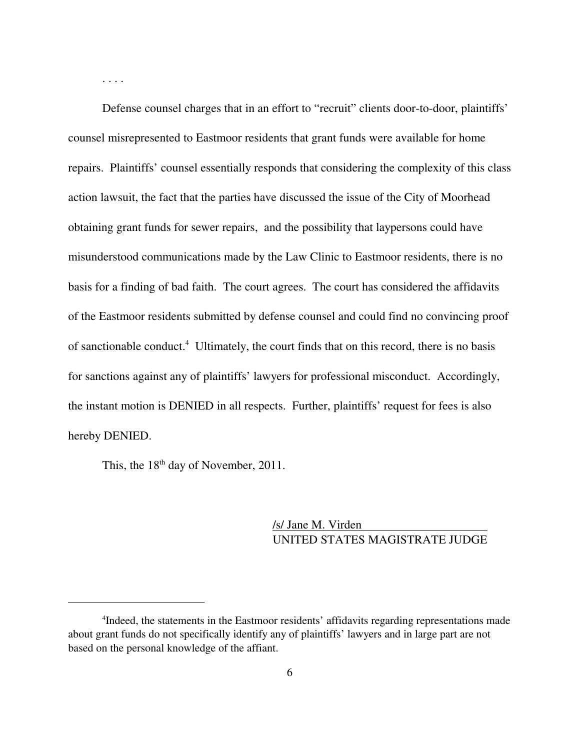. . . .

Defense counsel charges that in an effort to "recruit" clients door-to-door, plaintiffs' counsel misrepresented to Eastmoor residents that grant funds were available for home repairs. Plaintiffs' counsel essentially responds that considering the complexity of this class action lawsuit, the fact that the parties have discussed the issue of the City of Moorhead obtaining grant funds for sewer repairs, and the possibility that laypersons could have misunderstood communications made by the Law Clinic to Eastmoor residents, there is no basis for a finding of bad faith. The court agrees. The court has considered the affidavits of the Eastmoor residents submitted by defense counsel and could find no convincing proof of sanctionable conduct.[4] Ultimately, the court finds that on this record, there is no basis for sanctions against any of plaintiffs' lawyers for professional misconduct. Accordingly, the instant motion is DENIED in all respects. Further, plaintiffs' request for fees is also hereby DENIED.

This, the 18th day of November, 2011.

/s/ Jane M. Virden
UNITED STATES MAGISTRATE JUDGE

---

[4] Indeed, the statements in the Eastmoor residents' affidavits regarding representations made about grant funds do not specifically identify any of plaintiffs' lawyers and in large part are not based on the personal knowledge of the affiant.